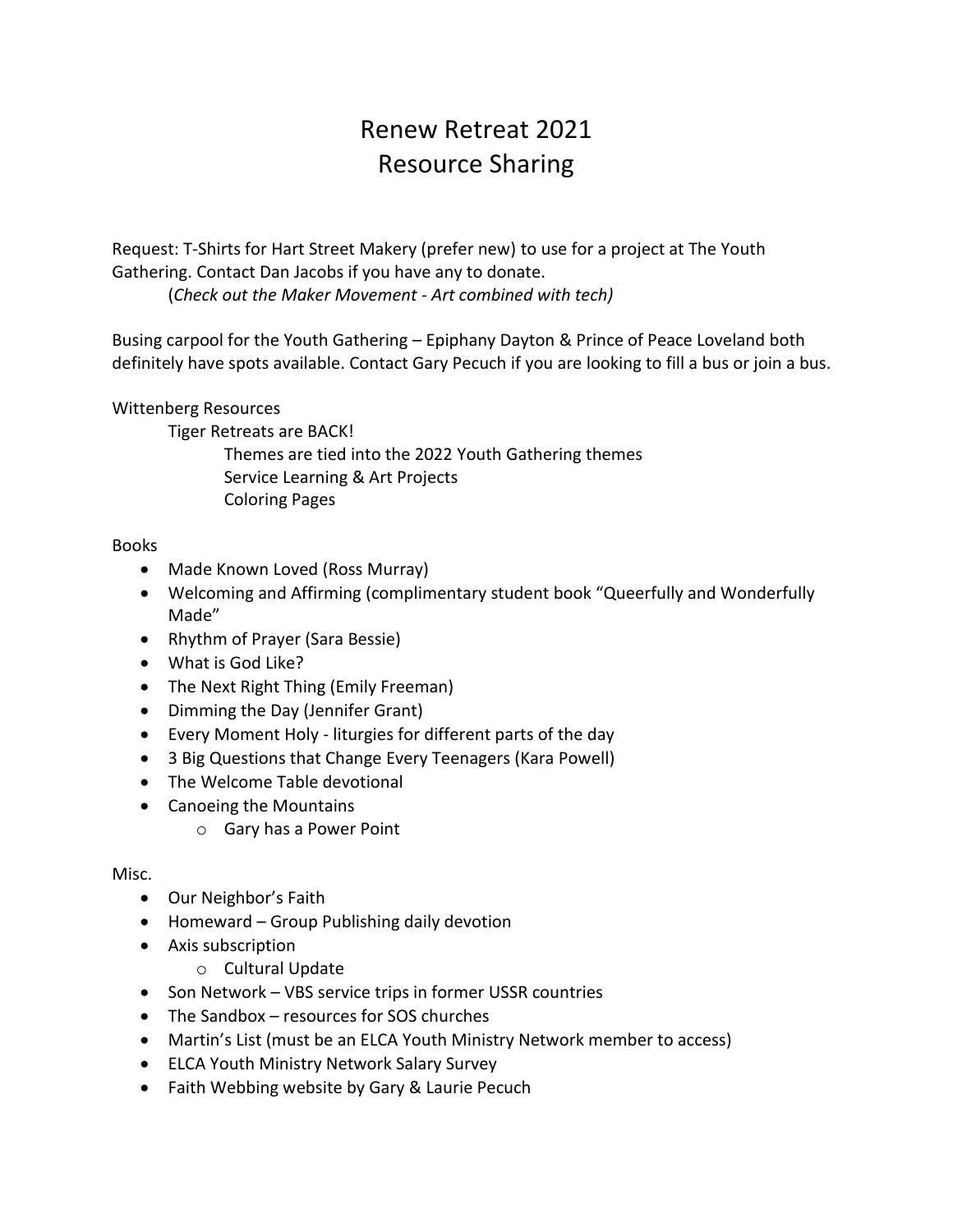# Renew Retreat 2021
# Resource Sharing

Request: T-Shirts for Hart Street Makery (prefer new) to use for a project at The Youth Gathering. Contact Dan Jacobs if you have any to donate.

(*Check out the Maker Movement - Art combined with tech)*

Busing carpool for the Youth Gathering – Epiphany Dayton & Prince of Peace Loveland both definitely have spots available. Contact Gary Pecuch if you are looking to fill a bus or join a bus.

Wittenberg Resources

- Tiger Retreats are BACK!
  - Themes are tied into the 2022 Youth Gathering themes
  - Service Learning & Art Projects
  - Coloring Pages

Books

- Made Known Loved (Ross Murray)
- Welcoming and Affirming (complimentary student book "Queerfully and Wonderfully Made"
- Rhythm of Prayer (Sara Bessie)
- What is God Like?
- The Next Right Thing (Emily Freeman)
- Dimming the Day (Jennifer Grant)
- Every Moment Holy - liturgies for different parts of the day
- 3 Big Questions that Change Every Teenagers (Kara Powell)
- The Welcome Table devotional
- Canoeing the Mountains
  - Gary has a Power Point

Misc.

- Our Neighbor's Faith
- Homeward – Group Publishing daily devotion
- Axis subscription
  - Cultural Update
- Son Network – VBS service trips in former USSR countries
- The Sandbox – resources for SOS churches
- Martin's List (must be an ELCA Youth Ministry Network member to access)
- ELCA Youth Ministry Network Salary Survey
- Faith Webbing website by Gary & Laurie Pecuch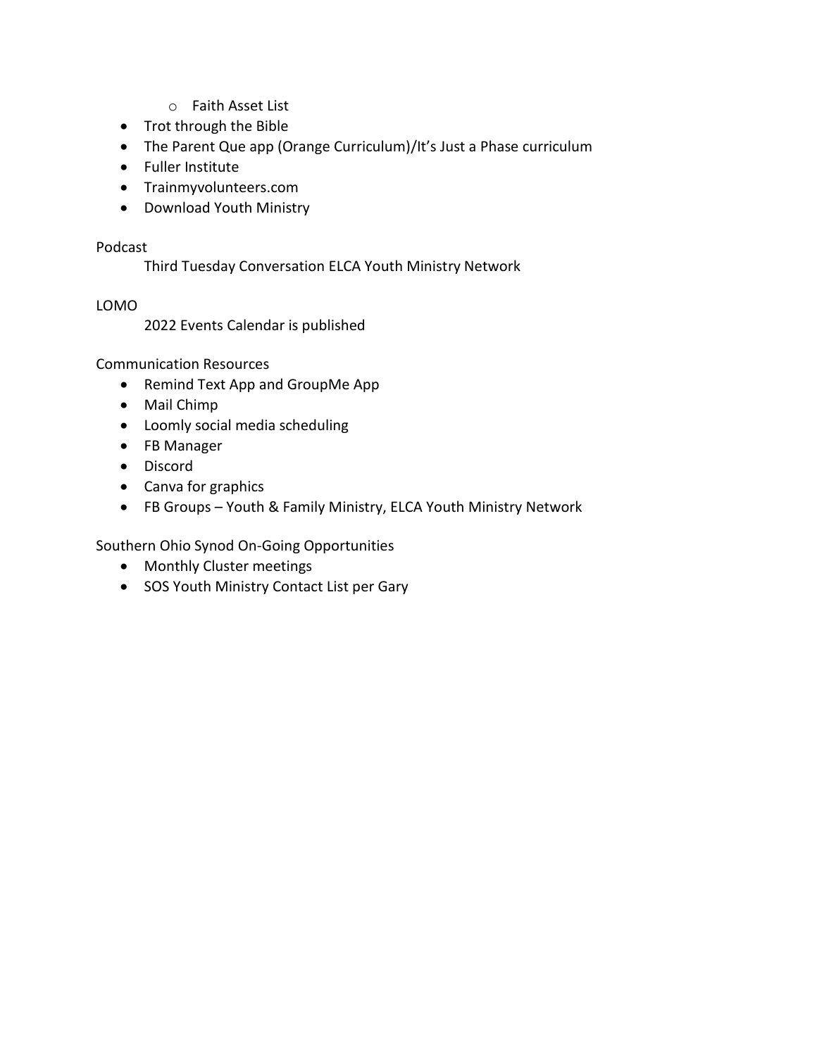- Faith Asset List
- Trot through the Bible
- The Parent Que app (Orange Curriculum)/It's Just a Phase curriculum
- Fuller Institute
- Trainmyvolunteers.com
- Download Youth Ministry

Podcast

Third Tuesday Conversation ELCA Youth Ministry Network

LOMO

2022 Events Calendar is published

Communication Resources

- Remind Text App and GroupMe App
- Mail Chimp
- Loomly social media scheduling
- FB Manager
- Discord
- Canva for graphics
- FB Groups – Youth & Family Ministry, ELCA Youth Ministry Network

Southern Ohio Synod On-Going Opportunities

- Monthly Cluster meetings
- SOS Youth Ministry Contact List per Gary